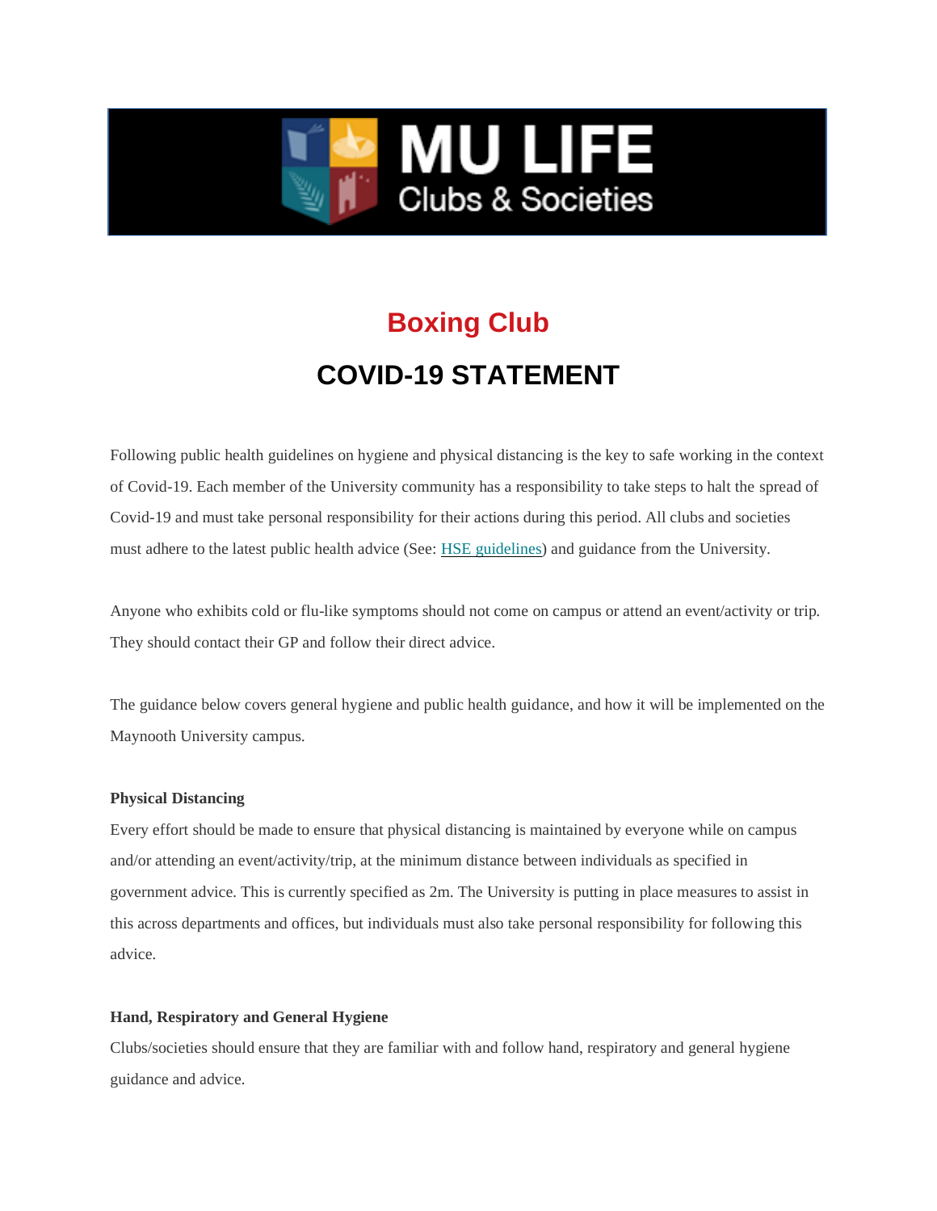# Boxing Club

## COVID-19 STATEMENT

Following public health guidelines on hygiene and physical distancing is the key to safe working in the context of Covid-19. Each member of the University community has a responsibility to take steps to halt the spread of Covid-19 and must take personal responsibility for their actions during this period. All clubs and societies must adhere to the latest public health advice (See: HSE guidelines) and guidance from the University.

Anyone who exhibits cold or flu-like symptoms should not come on campus or attend an event/activity or trip. They should contact their GP and follow their direct advice.

The guidance below covers general hygiene and public health guidance, and how it will be implemented on the Maynooth University campus.

**Physical Distancing**

Every effort should be made to ensure that physical distancing is maintained by everyone while on campus and/or attending an event/activity/trip, at the minimum distance between individuals as specified in government advice. This is currently specified as 2m. The University is putting in place measures to assist in this across departments and offices, but individuals must also take personal responsibility for following this advice.

**Hand, Respiratory and General Hygiene**

Clubs/societies should ensure that they are familiar with and follow hand, respiratory and general hygiene guidance and advice.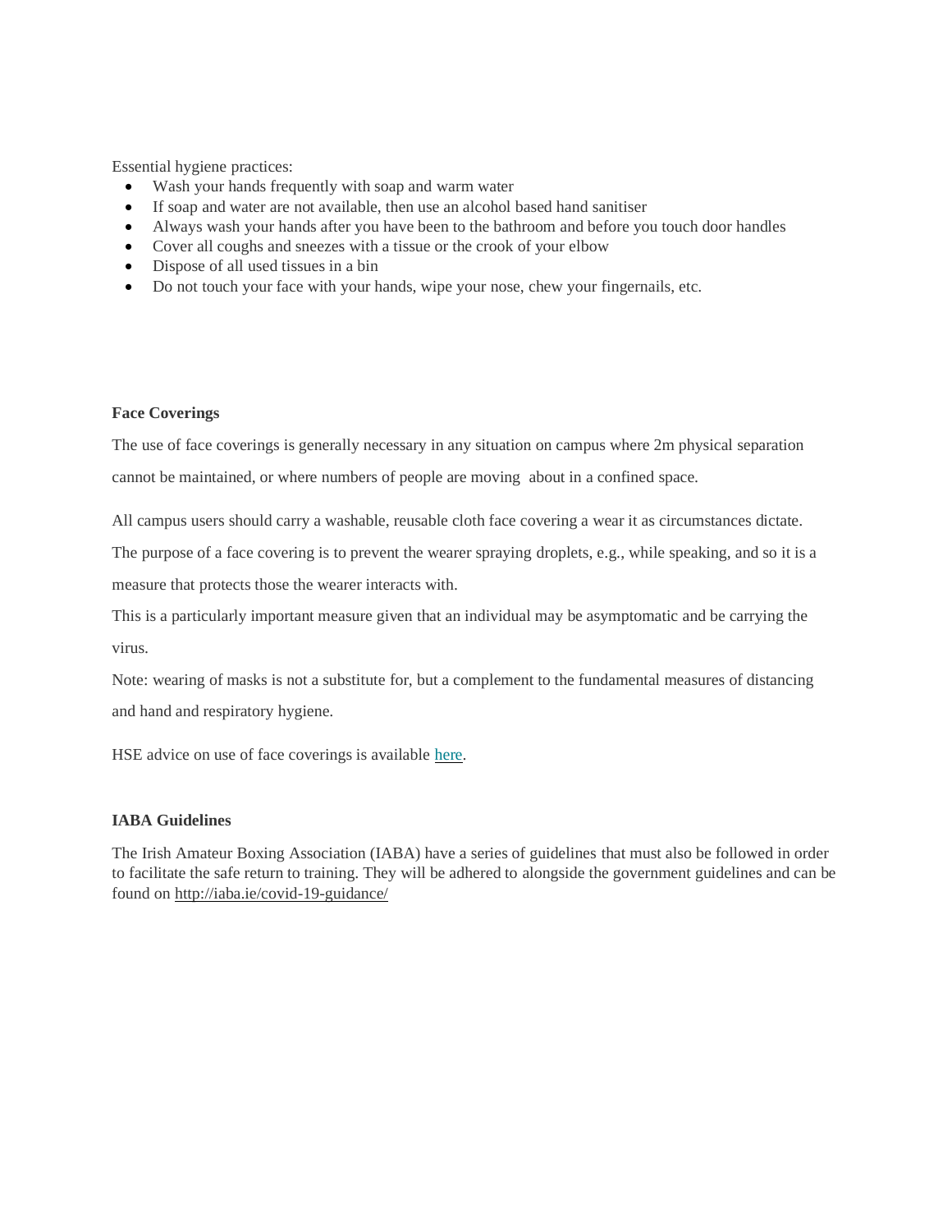Essential hygiene practices:

- Wash your hands frequently with soap and warm water
- If soap and water are not available, then use an alcohol based hand sanitiser
- Always wash your hands after you have been to the bathroom and before you touch door handles
- Cover all coughs and sneezes with a tissue or the crook of your elbow
- Dispose of all used tissues in a bin
- Do not touch your face with your hands, wipe your nose, chew your fingernails, etc.

**Face Coverings**

The use of face coverings is generally necessary in any situation on campus where 2m physical separation cannot be maintained, or where numbers of people are moving about in a confined space.

All campus users should carry a washable, reusable cloth face covering a wear it as circumstances dictate. The purpose of a face covering is to prevent the wearer spraying droplets, e.g., while speaking, and so it is a measure that protects those the wearer interacts with.

This is a particularly important measure given that an individual may be asymptomatic and be carrying the virus.

Note: wearing of masks is not a substitute for, but a complement to the fundamental measures of distancing and hand and respiratory hygiene.

HSE advice on use of face coverings is available [here](#).

**IABA Guidelines**

The Irish Amateur Boxing Association (IABA) have a series of guidelines that must also be followed in order to facilitate the safe return to training. They will be adhered to alongside the government guidelines and can be found on http://iaba.ie/covid-19-guidance/